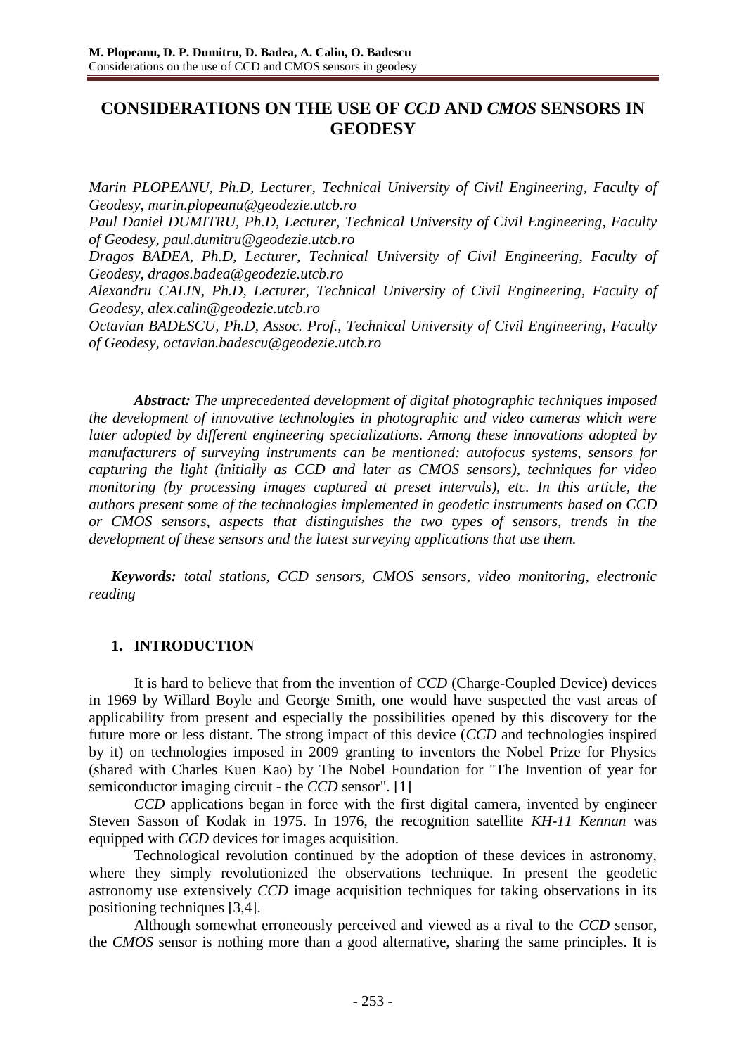# CONSIDERATIONS ON THE USE OF *CCD* AND *CMOS* SENSORS IN GEODESY

*Marin PLOPEANU, Ph.D, Lecturer, Technical University of Civil Engineering, Faculty of Geodesy, marin.plopeanu@geodezie.utcb.ro*
*Paul Daniel DUMITRU, Ph.D, Lecturer, Technical University of Civil Engineering, Faculty of Geodesy, paul.dumitru@geodezie.utcb.ro*
*Dragos BADEA, Ph.D, Lecturer, Technical University of Civil Engineering, Faculty of Geodesy, dragos.badea@geodezie.utcb.ro*
*Alexandru CALIN, Ph.D, Lecturer, Technical University of Civil Engineering, Faculty of Geodesy, alex.calin@geodezie.utcb.ro*
*Octavian BADESCU, Ph.D, Assoc. Prof., Technical University of Civil Engineering, Faculty of Geodesy, octavian.badescu@geodezie.utcb.ro*

***Abstract:*** *The unprecedented development of digital photographic techniques imposed the development of innovative technologies in photographic and video cameras which were later adopted by different engineering specializations. Among these innovations adopted by manufacturers of surveying instruments can be mentioned: autofocus systems, sensors for capturing the light (initially as CCD and later as CMOS sensors), techniques for video monitoring (by processing images captured at preset intervals), etc. In this article, the authors present some of the technologies implemented in geodetic instruments based on CCD or CMOS sensors, aspects that distinguishes the two types of sensors, trends in the development of these sensors and the latest surveying applications that use them.*

***Keywords:*** *total stations, CCD sensors, CMOS sensors, video monitoring, electronic reading*

## 1. INTRODUCTION

It is hard to believe that from the invention of *CCD* (Charge-Coupled Device) devices in 1969 by Willard Boyle and George Smith, one would have suspected the vast areas of applicability from present and especially the possibilities opened by this discovery for the future more or less distant. The strong impact of this device (*CCD* and technologies inspired by it) on technologies imposed in 2009 granting to inventors the Nobel Prize for Physics (shared with Charles Kuen Kao) by The Nobel Foundation for "The Invention of year for semiconductor imaging circuit - the *CCD* sensor". [1]

*CCD* applications began in force with the first digital camera, invented by engineer Steven Sasson of Kodak in 1975. In 1976, the recognition satellite *KH-11 Kennan* was equipped with *CCD* devices for images acquisition.

Technological revolution continued by the adoption of these devices in astronomy, where they simply revolutionized the observations technique. In present the geodetic astronomy use extensively *CCD* image acquisition techniques for taking observations in its positioning techniques [3,4].

Although somewhat erroneously perceived and viewed as a rival to the *CCD* sensor, the *CMOS* sensor is nothing more than a good alternative, sharing the same principles. It is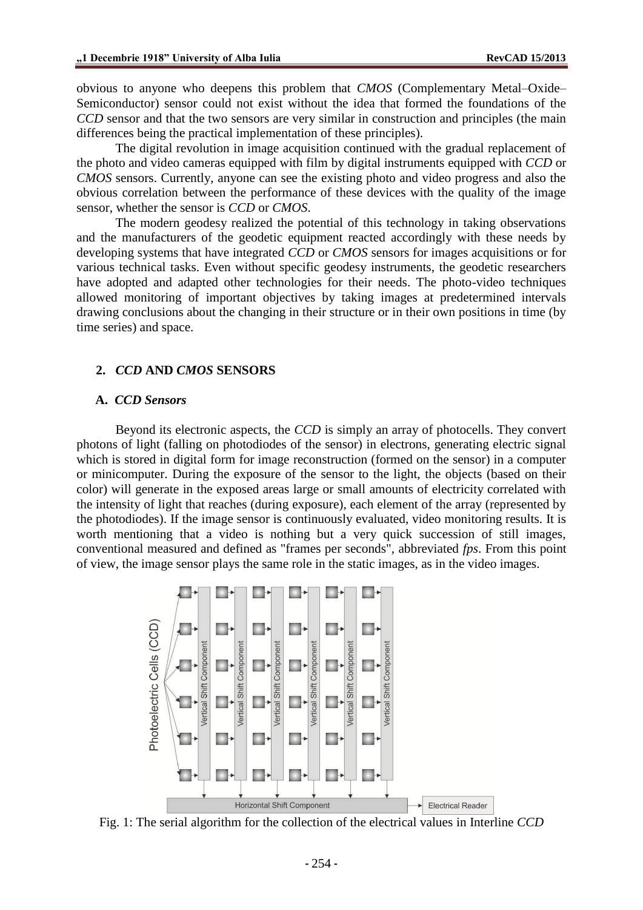obvious to anyone who deepens this problem that *CMOS* (Complementary Metal–Oxide–Semiconductor) sensor could not exist without the idea that formed the foundations of the *CCD* sensor and that the two sensors are very similar in construction and principles (the main differences being the practical implementation of these principles).

The digital revolution in image acquisition continued with the gradual replacement of the photo and video cameras equipped with film by digital instruments equipped with *CCD* or *CMOS* sensors. Currently, anyone can see the existing photo and video progress and also the obvious correlation between the performance of these devices with the quality of the image sensor, whether the sensor is *CCD* or *CMOS*.

The modern geodesy realized the potential of this technology in taking observations and the manufacturers of the geodetic equipment reacted accordingly with these needs by developing systems that have integrated *CCD* or *CMOS* sensors for images acquisitions or for various technical tasks. Even without specific geodesy instruments, the geodetic researchers have adopted and adapted other technologies for their needs. The photo-video techniques allowed monitoring of important objectives by taking images at predetermined intervals drawing conclusions about the changing in their structure or in their own positions in time (by time series) and space.

## 2. *CCD* AND *CMOS* SENSORS

### A. *CCD Sensors*

Beyond its electronic aspects, the *CCD* is simply an array of photocells. They convert photons of light (falling on photodiodes of the sensor) in electrons, generating electric signal which is stored in digital form for image reconstruction (formed on the sensor) in a computer or minicomputer. During the exposure of the sensor to the light, the objects (based on their color) will generate in the exposed areas large or small amounts of electricity correlated with the intensity of light that reaches (during exposure), each element of the array (represented by the photodiodes). If the image sensor is continuously evaluated, video monitoring results. It is worth mentioning that a video is nothing but a very quick succession of still images, conventional measured and defined as "frames per seconds", abbreviated *fps*. From this point of view, the image sensor plays the same role in the static images, as in the video images.

Fig. 1: The serial algorithm for the collection of the electrical values in Interline *CCD*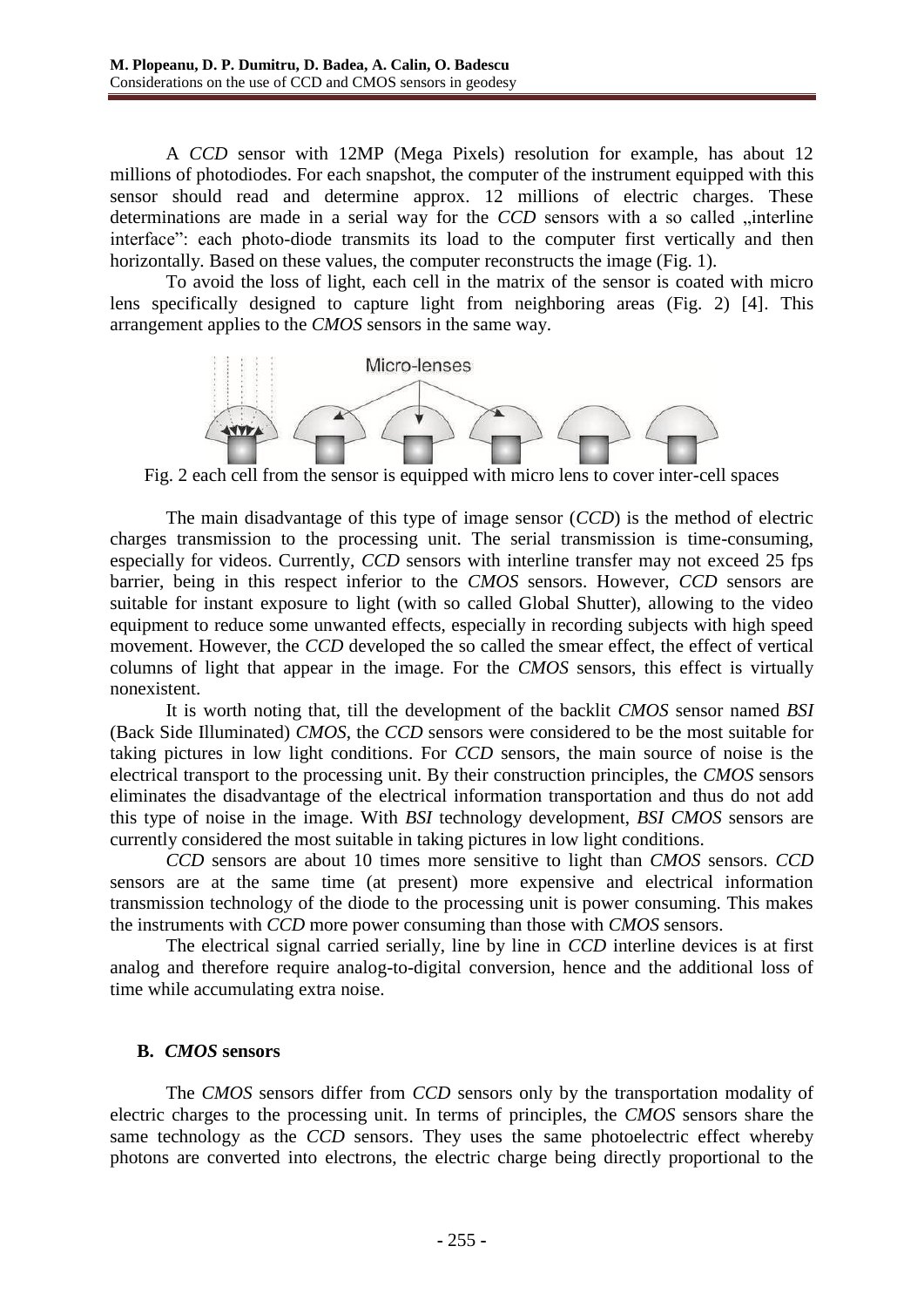A *CCD* sensor with 12MP (Mega Pixels) resolution for example, has about 12 millions of photodiodes. For each snapshot, the computer of the instrument equipped with this sensor should read and determine approx. 12 millions of electric charges. These determinations are made in a serial way for the *CCD* sensors with a so called „interline interface": each photo-diode transmits its load to the computer first vertically and then horizontally. Based on these values, the computer reconstructs the image (Fig. 1).

To avoid the loss of light, each cell in the matrix of the sensor is coated with micro lens specifically designed to capture light from neighboring areas (Fig. 2) [4]. This arrangement applies to the *CMOS* sensors in the same way.

Fig. 2 each cell from the sensor is equipped with micro lens to cover inter-cell spaces

The main disadvantage of this type of image sensor (*CCD*) is the method of electric charges transmission to the processing unit. The serial transmission is time-consuming, especially for videos. Currently, *CCD* sensors with interline transfer may not exceed 25 fps barrier, being in this respect inferior to the *CMOS* sensors. However, *CCD* sensors are suitable for instant exposure to light (with so called Global Shutter), allowing to the video equipment to reduce some unwanted effects, especially in recording subjects with high speed movement. However, the *CCD* developed the so called the smear effect, the effect of vertical columns of light that appear in the image. For the *CMOS* sensors, this effect is virtually nonexistent.

It is worth noting that, till the development of the backlit *CMOS* sensor named *BSI* (Back Side Illuminated) *CMOS*, the *CCD* sensors were considered to be the most suitable for taking pictures in low light conditions. For *CCD* sensors, the main source of noise is the electrical transport to the processing unit. By their construction principles, the *CMOS* sensors eliminates the disadvantage of the electrical information transportation and thus do not add this type of noise in the image. With *BSI* technology development, *BSI CMOS* sensors are currently considered the most suitable in taking pictures in low light conditions.

*CCD* sensors are about 10 times more sensitive to light than *CMOS* sensors. *CCD* sensors are at the same time (at present) more expensive and electrical information transmission technology of the diode to the processing unit is power consuming. This makes the instruments with *CCD* more power consuming than those with *CMOS* sensors.

The electrical signal carried serially, line by line in *CCD* interline devices is at first analog and therefore require analog-to-digital conversion, hence and the additional loss of time while accumulating extra noise.

### B. *CMOS* sensors

The *CMOS* sensors differ from *CCD* sensors only by the transportation modality of electric charges to the processing unit. In terms of principles, the *CMOS* sensors share the same technology as the *CCD* sensors. They uses the same photoelectric effect whereby photons are converted into electrons, the electric charge being directly proportional to the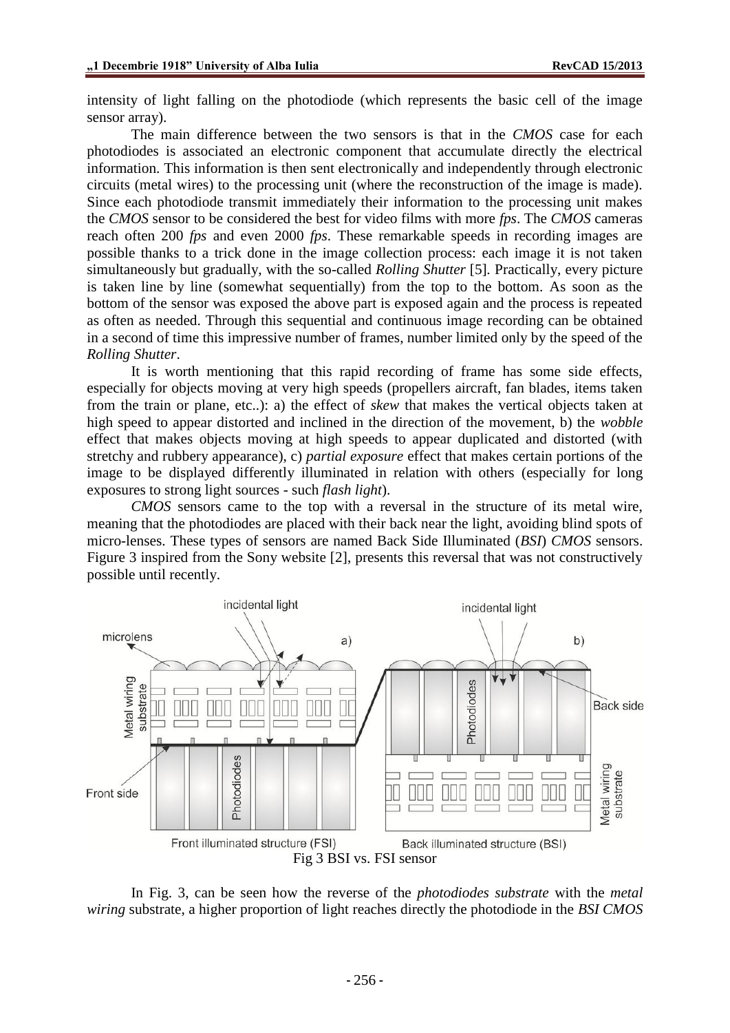intensity of light falling on the photodiode (which represents the basic cell of the image sensor array).

The main difference between the two sensors is that in the *CMOS* case for each photodiodes is associated an electronic component that accumulate directly the electrical information. This information is then sent electronically and independently through electronic circuits (metal wires) to the processing unit (where the reconstruction of the image is made). Since each photodiode transmit immediately their information to the processing unit makes the *CMOS* sensor to be considered the best for video films with more *fps*. The *CMOS* cameras reach often 200 *fps* and even 2000 *fps*. These remarkable speeds in recording images are possible thanks to a trick done in the image collection process: each image it is not taken simultaneously but gradually, with the so-called *Rolling Shutter* [5]. Practically, every picture is taken line by line (somewhat sequentially) from the top to the bottom. As soon as the bottom of the sensor was exposed the above part is exposed again and the process is repeated as often as needed. Through this sequential and continuous image recording can be obtained in a second of time this impressive number of frames, number limited only by the speed of the *Rolling Shutter*.

It is worth mentioning that this rapid recording of frame has some side effects, especially for objects moving at very high speeds (propellers aircraft, fan blades, items taken from the train or plane, etc..): a) the effect of *skew* that makes the vertical objects taken at high speed to appear distorted and inclined in the direction of the movement, b) the *wobble* effect that makes objects moving at high speeds to appear duplicated and distorted (with stretchy and rubbery appearance), c) *partial exposure* effect that makes certain portions of the image to be displayed differently illuminated in relation with others (especially for long exposures to strong light sources - such *flash light*).

*CMOS* sensors came to the top with a reversal in the structure of its metal wire, meaning that the photodiodes are placed with their back near the light, avoiding blind spots of micro-lenses. These types of sensors are named Back Side Illuminated (*BSI*) *CMOS* sensors. Figure 3 inspired from the Sony website [2], presents this reversal that was not constructively possible until recently.

Fig 3 BSI vs. FSI sensor

In Fig. 3, can be seen how the reverse of the *photodiodes substrate* with the *metal wiring* substrate, a higher proportion of light reaches directly the photodiode in the *BSI CMOS*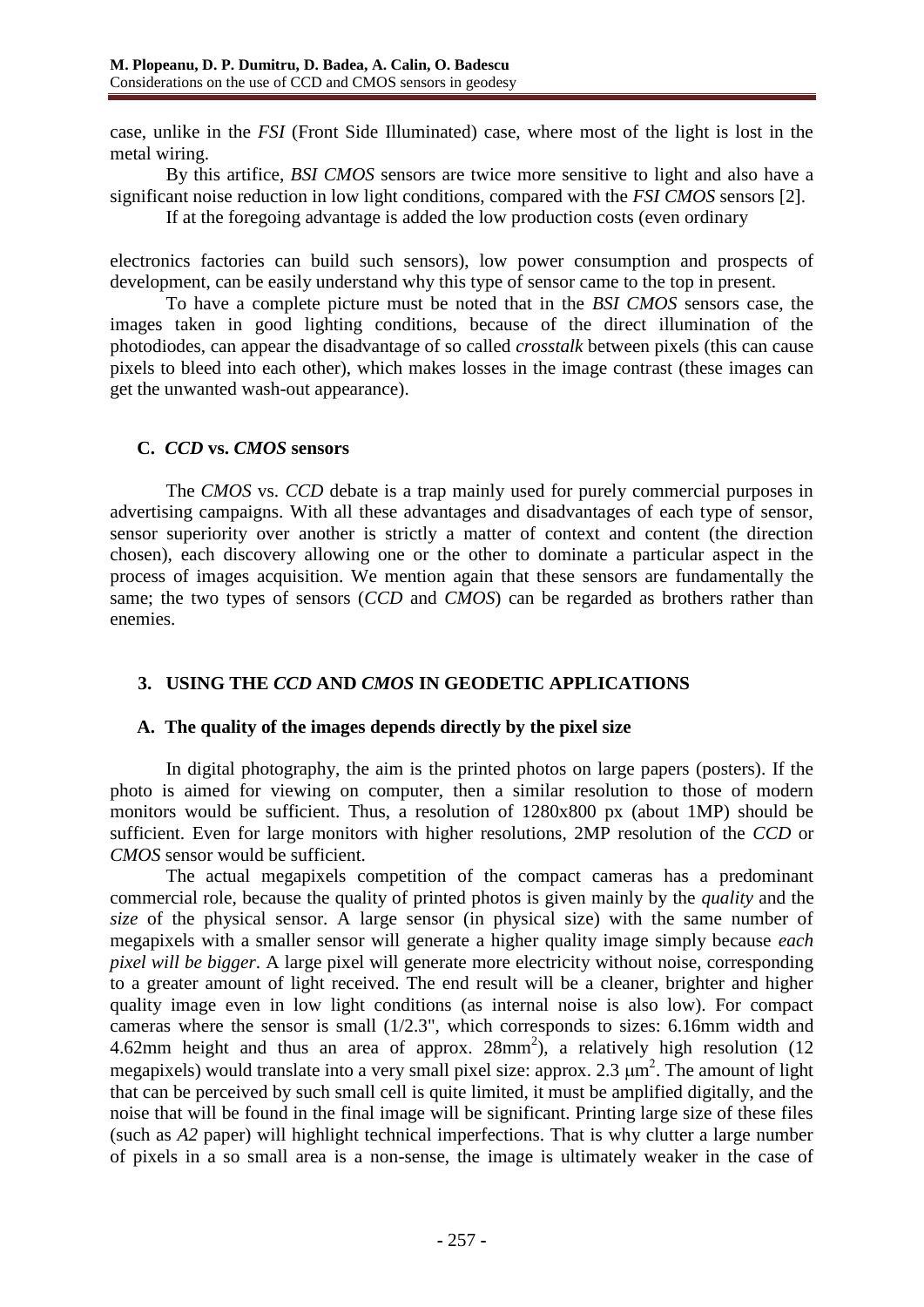case, unlike in the *FSI* (Front Side Illuminated) case, where most of the light is lost in the metal wiring.

By this artifice, *BSI CMOS* sensors are twice more sensitive to light and also have a significant noise reduction in low light conditions, compared with the *FSI CMOS* sensors [2].

If at the foregoing advantage is added the low production costs (even ordinary electronics factories can build such sensors), low power consumption and prospects of development, can be easily understand why this type of sensor came to the top in present.

To have a complete picture must be noted that in the *BSI CMOS* sensors case, the images taken in good lighting conditions, because of the direct illumination of the photodiodes, can appear the disadvantage of so called *crosstalk* between pixels (this can cause pixels to bleed into each other), which makes losses in the image contrast (these images can get the unwanted wash-out appearance).

### C. *CCD* vs. *CMOS* sensors

The *CMOS* vs. *CCD* debate is a trap mainly used for purely commercial purposes in advertising campaigns. With all these advantages and disadvantages of each type of sensor, sensor superiority over another is strictly a matter of context and content (the direction chosen), each discovery allowing one or the other to dominate a particular aspect in the process of images acquisition. We mention again that these sensors are fundamentally the same; the two types of sensors (*CCD* and *CMOS*) can be regarded as brothers rather than enemies.

## 3. USING THE *CCD* AND *CMOS* IN GEODETIC APPLICATIONS

### A. The quality of the images depends directly by the pixel size

In digital photography, the aim is the printed photos on large papers (posters). If the photo is aimed for viewing on computer, then a similar resolution to those of modern monitors would be sufficient. Thus, a resolution of 1280x800 px (about 1MP) should be sufficient. Even for large monitors with higher resolutions, 2MP resolution of the *CCD* or *CMOS* sensor would be sufficient.

The actual megapixels competition of the compact cameras has a predominant commercial role, because the quality of printed photos is given mainly by the *quality* and the *size* of the physical sensor. A large sensor (in physical size) with the same number of megapixels with a smaller sensor will generate a higher quality image simply because *each pixel will be bigger*. A large pixel will generate more electricity without noise, corresponding to a greater amount of light received. The end result will be a cleaner, brighter and higher quality image even in low light conditions (as internal noise is also low). For compact cameras where the sensor is small (1/2.3", which corresponds to sizes: 6.16mm width and 4.62mm height and thus an area of approx. 28mm$^2$), a relatively high resolution (12 megapixels) would translate into a very small pixel size: approx. 2.3 $\mu$m$^2$. The amount of light that can be perceived by such small cell is quite limited, it must be amplified digitally, and the noise that will be found in the final image will be significant. Printing large size of these files (such as *A2* paper) will highlight technical imperfections. That is why clutter a large number of pixels in a so small area is a non-sense, the image is ultimately weaker in the case of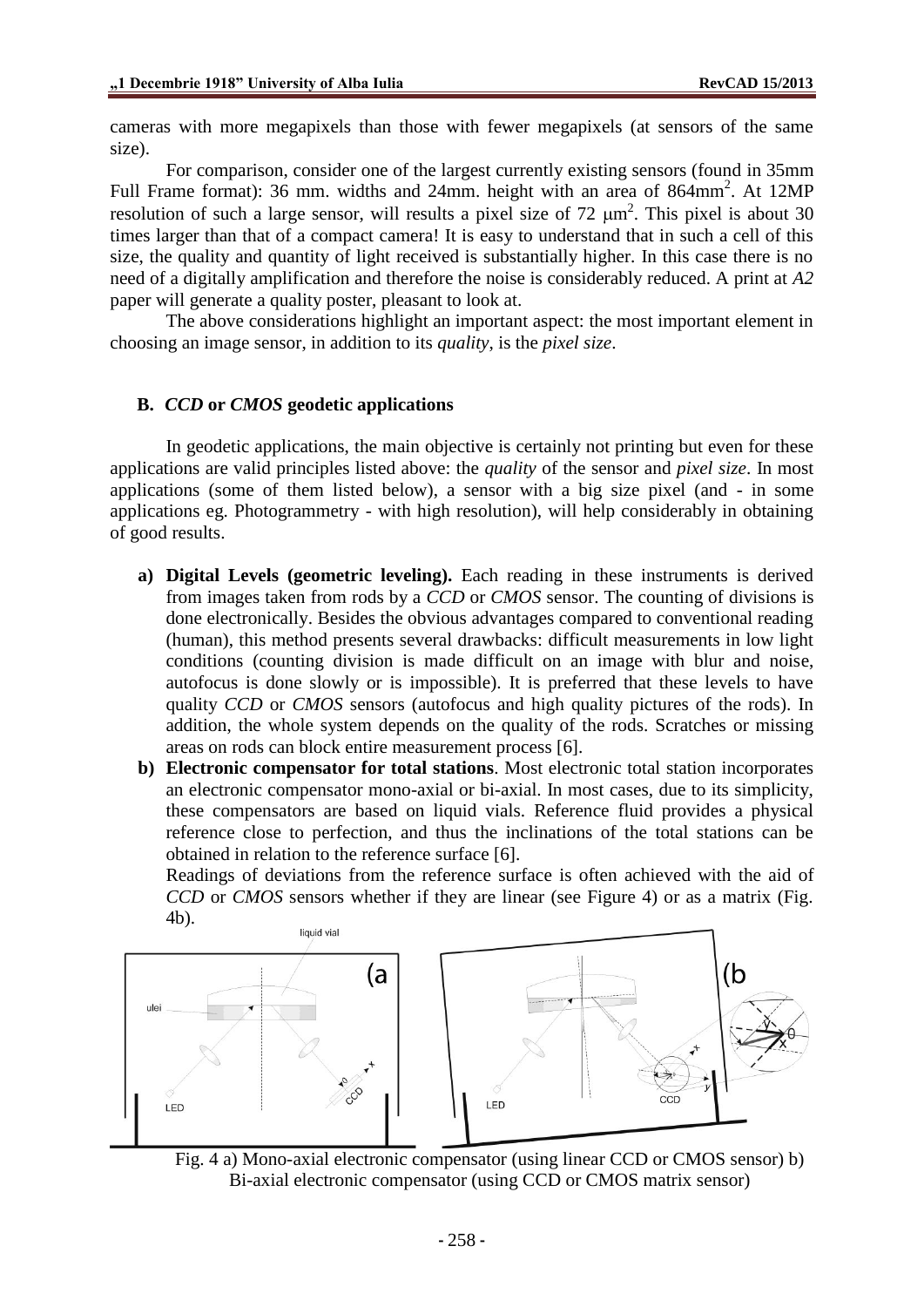cameras with more megapixels than those with fewer megapixels (at sensors of the same size).

For comparison, consider one of the largest currently existing sensors (found in 35mm Full Frame format): 36 mm. widths and 24mm. height with an area of 864mm$^2$. At 12MP resolution of such a large sensor, will results a pixel size of 72 $\mu$m$^2$. This pixel is about 30 times larger than that of a compact camera! It is easy to understand that in such a cell of this size, the quality and quantity of light received is substantially higher. In this case there is no need of a digitally amplification and therefore the noise is considerably reduced. A print at *A2* paper will generate a quality poster, pleasant to look at.

The above considerations highlight an important aspect: the most important element in choosing an image sensor, in addition to its *quality*, is the *pixel size*.

### B. *CCD* or *CMOS* geodetic applications

In geodetic applications, the main objective is certainly not printing but even for these applications are valid principles listed above: the *quality* of the sensor and *pixel size*. In most applications (some of them listed below), a sensor with a big size pixel (and - in some applications eg. Photogrammetry - with high resolution), will help considerably in obtaining of good results.

a) **Digital Levels (geometric leveling).** Each reading in these instruments is derived from images taken from rods by a *CCD* or *CMOS* sensor. The counting of divisions is done electronically. Besides the obvious advantages compared to conventional reading (human), this method presents several drawbacks: difficult measurements in low light conditions (counting division is made difficult on an image with blur and noise, autofocus is done slowly or is impossible). It is preferred that these levels to have quality *CCD* or *CMOS* sensors (autofocus and high quality pictures of the rods). In addition, the whole system depends on the quality of the rods. Scratches or missing areas on rods can block entire measurement process [6].

b) **Electronic compensator for total stations**. Most electronic total station incorporates an electronic compensator mono-axial or bi-axial. In most cases, due to its simplicity, these compensators are based on liquid vials. Reference fluid provides a physical reference close to perfection, and thus the inclinations of the total stations can be obtained in relation to the reference surface [6].

Readings of deviations from the reference surface is often achieved with the aid of *CCD* or *CMOS* sensors whether if they are linear (see Figure 4) or as a matrix (Fig. 4b).

Fig. 4 a) Mono-axial electronic compensator (using linear CCD or CMOS sensor) b) Bi-axial electronic compensator (using CCD or CMOS matrix sensor)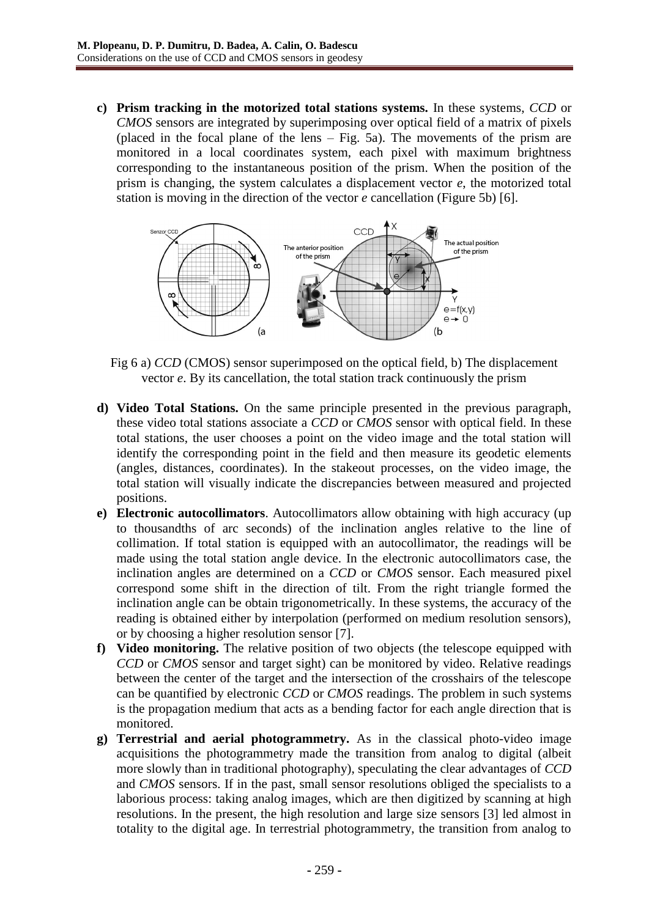c) **Prism tracking in the motorized total stations systems.** In these systems, *CCD* or *CMOS* sensors are integrated by superimposing over optical field of a matrix of pixels (placed in the focal plane of the lens – Fig. 5a). The movements of the prism are monitored in a local coordinates system, each pixel with maximum brightness corresponding to the instantaneous position of the prism. When the position of the prism is changing, the system calculates a displacement vector *e*, the motorized total station is moving in the direction of the vector *e* cancellation (Figure 5b) [6].

Fig 6 a) *CCD* (CMOS) sensor superimposed on the optical field, b) The displacement vector *e*. By its cancellation, the total station track continuously the prism

d) **Video Total Stations.** On the same principle presented in the previous paragraph, these video total stations associate a *CCD* or *CMOS* sensor with optical field. In these total stations, the user chooses a point on the video image and the total station will identify the corresponding point in the field and then measure its geodetic elements (angles, distances, coordinates). In the stakeout processes, on the video image, the total station will visually indicate the discrepancies between measured and projected positions.

e) **Electronic autocollimators**. Autocollimators allow obtaining with high accuracy (up to thousandths of arc seconds) of the inclination angles relative to the line of collimation. If total station is equipped with an autocollimator, the readings will be made using the total station angle device. In the electronic autocollimators case, the inclination angles are determined on a *CCD* or *CMOS* sensor. Each measured pixel correspond some shift in the direction of tilt. From the right triangle formed the inclination angle can be obtain trigonometrically. In these systems, the accuracy of the reading is obtained either by interpolation (performed on medium resolution sensors), or by choosing a higher resolution sensor [7].

f) **Video monitoring.** The relative position of two objects (the telescope equipped with *CCD* or *CMOS* sensor and target sight) can be monitored by video. Relative readings between the center of the target and the intersection of the crosshairs of the telescope can be quantified by electronic *CCD* or *CMOS* readings. The problem in such systems is the propagation medium that acts as a bending factor for each angle direction that is monitored.

g) **Terrestrial and aerial photogrammetry.** As in the classical photo-video image acquisitions the photogrammetry made the transition from analog to digital (albeit more slowly than in traditional photography), speculating the clear advantages of *CCD* and *CMOS* sensors. If in the past, small sensor resolutions obliged the specialists to a laborious process: taking analog images, which are then digitized by scanning at high resolutions. In the present, the high resolution and large size sensors [3] led almost in totality to the digital age. In terrestrial photogrammetry, the transition from analog to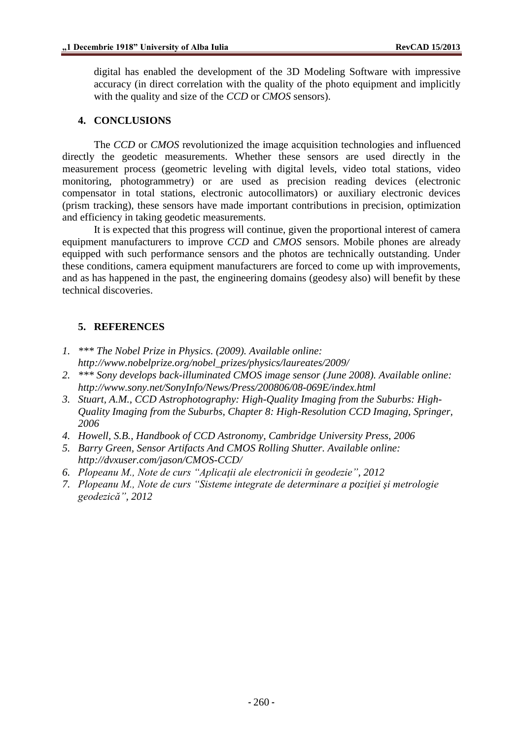digital has enabled the development of the 3D Modeling Software with impressive accuracy (in direct correlation with the quality of the photo equipment and implicitly with the quality and size of the *CCD* or *CMOS* sensors).

## 4. CONCLUSIONS

The *CCD* or *CMOS* revolutionized the image acquisition technologies and influenced directly the geodetic measurements. Whether these sensors are used directly in the measurement process (geometric leveling with digital levels, video total stations, video monitoring, photogrammetry) or are used as precision reading devices (electronic compensator in total stations, electronic autocollimators) or auxiliary electronic devices (prism tracking), these sensors have made important contributions in precision, optimization and efficiency in taking geodetic measurements.

It is expected that this progress will continue, given the proportional interest of camera equipment manufacturers to improve *CCD* and *CMOS* sensors. Mobile phones are already equipped with such performance sensors and the photos are technically outstanding. Under these conditions, camera equipment manufacturers are forced to come up with improvements, and as has happened in the past, the engineering domains (geodesy also) will benefit by these technical discoveries.

## 5. REFERENCES

1. *\*\*\* The Nobel Prize in Physics. (2009). Available online: http://www.nobelprize.org/nobel_prizes/physics/laureates/2009/*
2. *\*\*\* Sony develops back-illuminated CMOS image sensor (June 2008). Available online: http://www.sony.net/SonyInfo/News/Press/200806/08-069E/index.html*
3. *Stuart, A.M., CCD Astrophotography: High-Quality Imaging from the Suburbs: High-Quality Imaging from the Suburbs, Chapter 8: High-Resolution CCD Imaging, Springer, 2006*
4. *Howell, S.B., Handbook of CCD Astronomy, Cambridge University Press, 2006*
5. *Barry Green, Sensor Artifacts And CMOS Rolling Shutter. Available online: http://dvxuser.com/jason/CMOS-CCD/*
6. *Plopeanu M., Note de curs "Aplicaţii ale electronicii în geodezie", 2012*
7. *Plopeanu M., Note de curs "Sisteme integrate de determinare a poziţiei şi metrologie geodezică", 2012*